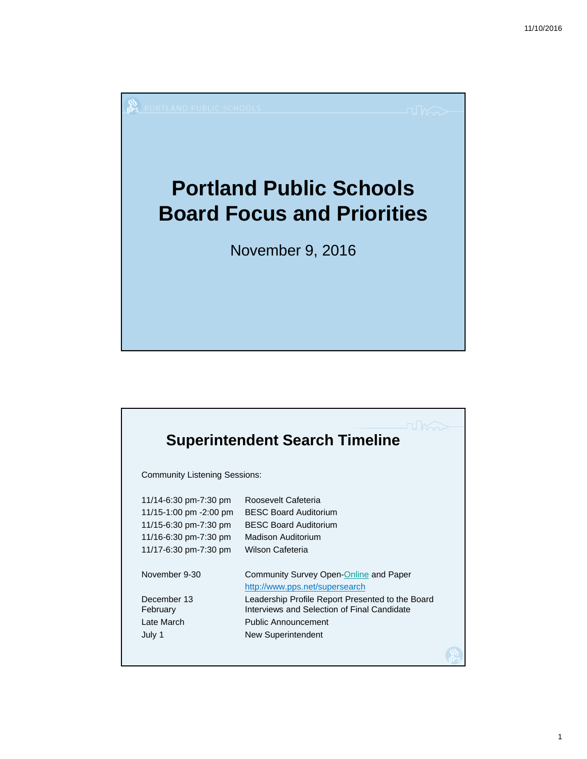# Portland Public Schools Board Focus and Priorities

November 9, 2016

## Superintendent Search Timeline

Community Listening Sessions:

| | |
|---|---|
| 11/14-6:30 pm-7:30 pm | Roosevelt Cafeteria |
| 11/15-1:00 pm -2:00 pm | BESC Board Auditorium |
| 11/15-6:30 pm-7:30 pm | BESC Board Auditorium |
| 11/16-6:30 pm-7:30 pm | Madison Auditorium |
| 11/17-6:30 pm-7:30 pm | Wilson Cafeteria |

| | |
|---|---|
| November 9-30 | Community Survey Open-Online and Paper http://www.pps.net/supersearch |
| December 13 | Leadership Profile Report Presented to the Board |
| February | Interviews and Selection of Final Candidate |
| Late March | Public Announcement |
| July 1 | New Superintendent |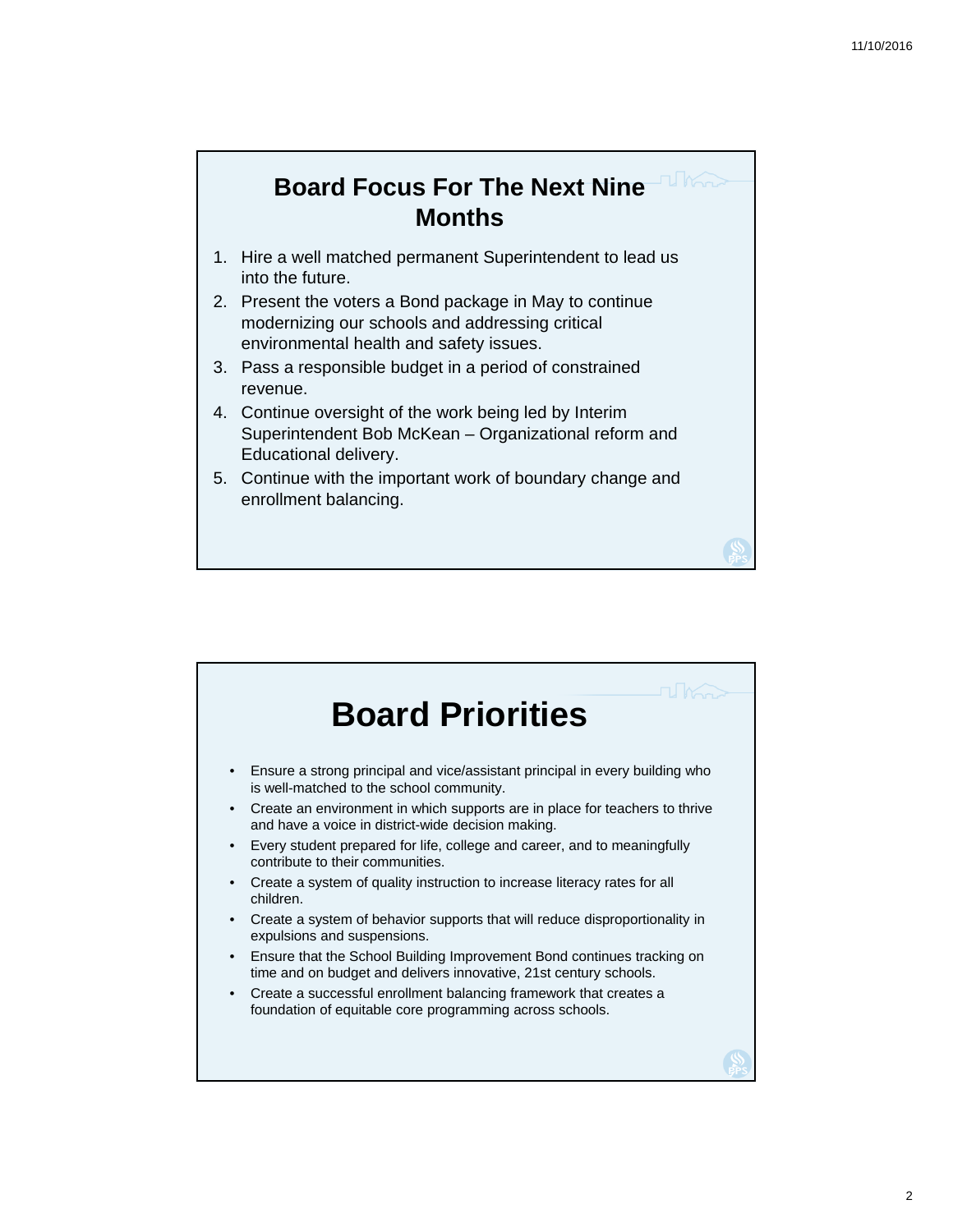## Board Focus For The Next Nine Months

1. Hire a well matched permanent Superintendent to lead us into the future.
2. Present the voters a Bond package in May to continue modernizing our schools and addressing critical environmental health and safety issues.
3. Pass a responsible budget in a period of constrained revenue.
4. Continue oversight of the work being led by Interim Superintendent Bob McKean – Organizational reform and Educational delivery.
5. Continue with the important work of boundary change and enrollment balancing.

## Board Priorities

- Ensure a strong principal and vice/assistant principal in every building who is well-matched to the school community.
- Create an environment in which supports are in place for teachers to thrive and have a voice in district-wide decision making.
- Every student prepared for life, college and career, and to meaningfully contribute to their communities.
- Create a system of quality instruction to increase literacy rates for all children.
- Create a system of behavior supports that will reduce disproportionality in expulsions and suspensions.
- Ensure that the School Building Improvement Bond continues tracking on time and on budget and delivers innovative, 21st century schools.
- Create a successful enrollment balancing framework that creates a foundation of equitable core programming across schools.